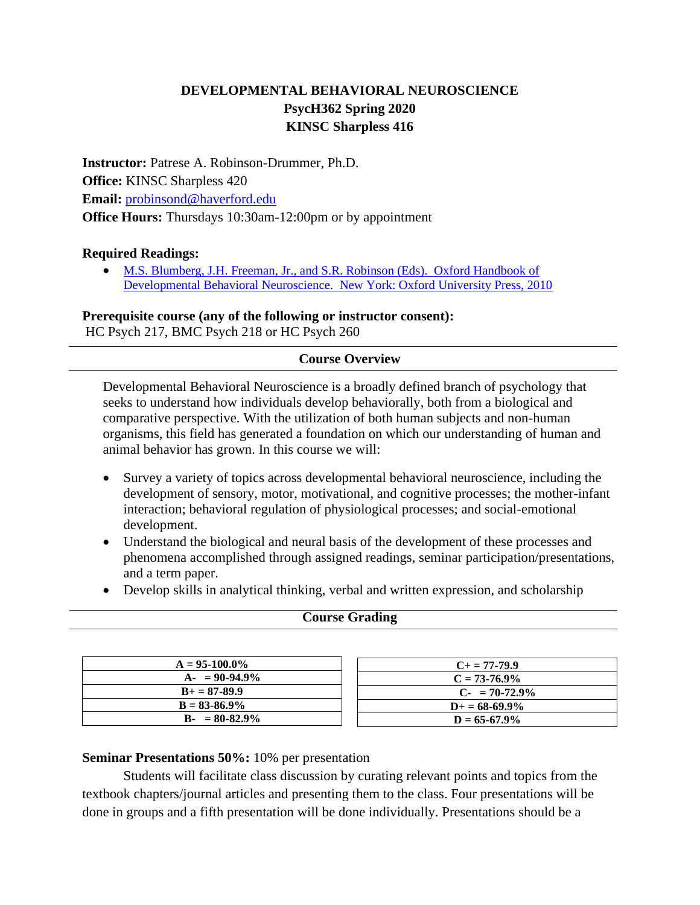# DEVELOPMENTAL BEHAVIORAL NEUROSCIENCE
## PsycH362 Spring 2020
## KINSC Sharpless 416

**Instructor:** Patrese A. Robinson-Drummer, Ph.D.
**Office:** KINSC Sharpless 420
**Email:** probinsond@haverford.edu
**Office Hours:** Thursdays 10:30am-12:00pm or by appointment

**Required Readings:**

- M.S. Blumberg, J.H. Freeman, Jr., and S.R. Robinson (Eds). Oxford Handbook of Developmental Behavioral Neuroscience. New York: Oxford University Press, 2010

**Prerequisite course (any of the following or instructor consent):**
HC Psych 217, BMC Psych 218 or HC Psych 260

## Course Overview

Developmental Behavioral Neuroscience is a broadly defined branch of psychology that seeks to understand how individuals develop behaviorally, both from a biological and comparative perspective. With the utilization of both human subjects and non-human organisms, this field has generated a foundation on which our understanding of human and animal behavior has grown. In this course we will:

- Survey a variety of topics across developmental behavioral neuroscience, including the development of sensory, motor, motivational, and cognitive processes; the mother-infant interaction; behavioral regulation of physiological processes; and social-emotional development.
- Understand the biological and neural basis of the development of these processes and phenomena accomplished through assigned readings, seminar participation/presentations, and a term paper.
- Develop skills in analytical thinking, verbal and written expression, and scholarship

## Course Grading

| **A = 95-100.0%** |
|---|
| **A- = 90-94.9%** |
| **B+ = 87-89.9** |
| **B = 83-86.9%** |
| **B- = 80-82.9%** |

| **C+ = 77-79.9** |
|---|
| **C = 73-76.9%** |
| **C- = 70-72.9%** |
| **D+ = 68-69.9%** |
| **D = 65-67.9%** |

**Seminar Presentations 50%:** 10% per presentation

Students will facilitate class discussion by curating relevant points and topics from the textbook chapters/journal articles and presenting them to the class. Four presentations will be done in groups and a fifth presentation will be done individually. Presentations should be a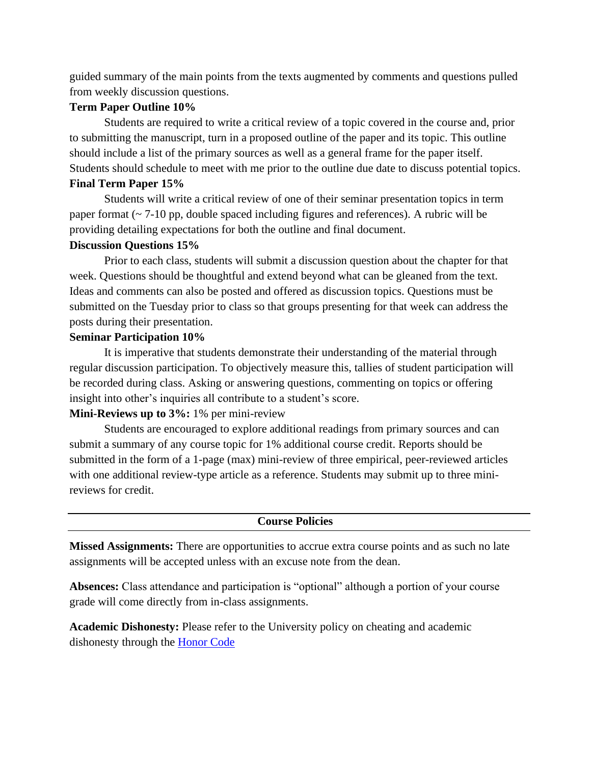guided summary of the main points from the texts augmented by comments and questions pulled from weekly discussion questions.

**Term Paper Outline 10%**

Students are required to write a critical review of a topic covered in the course and, prior to submitting the manuscript, turn in a proposed outline of the paper and its topic. This outline should include a list of the primary sources as well as a general frame for the paper itself. Students should schedule to meet with me prior to the outline due date to discuss potential topics.

**Final Term Paper 15%**

Students will write a critical review of one of their seminar presentation topics in term paper format (~ 7-10 pp, double spaced including figures and references). A rubric will be providing detailing expectations for both the outline and final document.

**Discussion Questions 15%**

Prior to each class, students will submit a discussion question about the chapter for that week. Questions should be thoughtful and extend beyond what can be gleaned from the text. Ideas and comments can also be posted and offered as discussion topics. Questions must be submitted on the Tuesday prior to class so that groups presenting for that week can address the posts during their presentation.

**Seminar Participation 10%**

It is imperative that students demonstrate their understanding of the material through regular discussion participation. To objectively measure this, tallies of student participation will be recorded during class. Asking or answering questions, commenting on topics or offering insight into other's inquiries all contribute to a student's score.

**Mini-Reviews up to 3%:** 1% per mini-review

Students are encouraged to explore additional readings from primary sources and can submit a summary of any course topic for 1% additional course credit. Reports should be submitted in the form of a 1-page (max) mini-review of three empirical, peer-reviewed articles with one additional review-type article as a reference. Students may submit up to three mini-reviews for credit.

---

## Course Policies

---

**Missed Assignments:** There are opportunities to accrue extra course points and as such no late assignments will be accepted unless with an excuse note from the dean.

**Absences:** Class attendance and participation is "optional" although a portion of your course grade will come directly from in-class assignments.

**Academic Dishonesty:** Please refer to the University policy on cheating and academic dishonesty through the [Honor Code]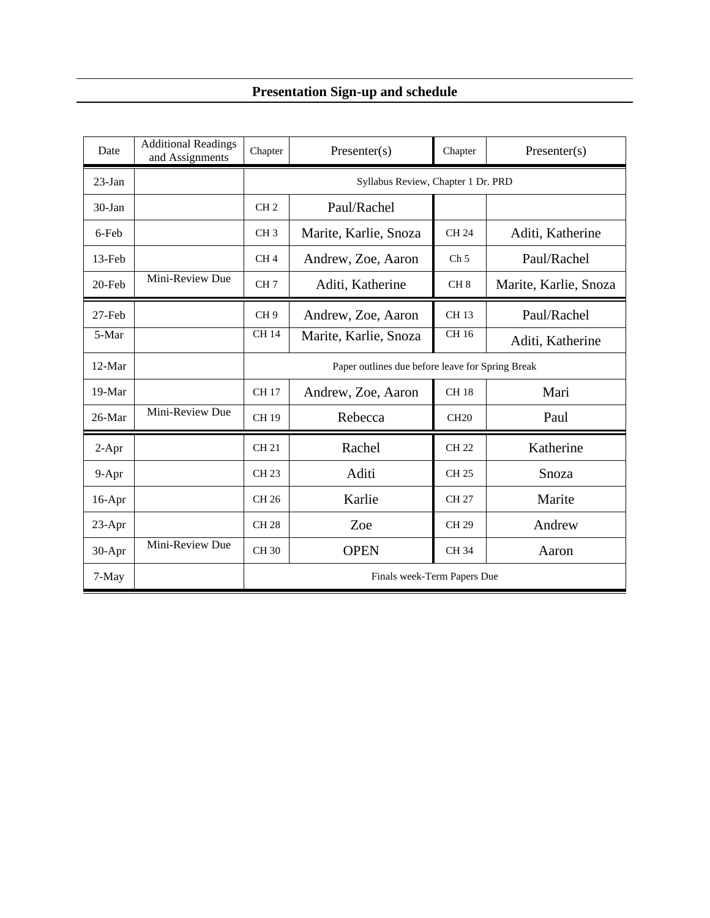## Presentation Sign-up and schedule

| Date | Additional Readings and Assignments | Chapter | Presenter(s) | Chapter | Presenter(s) |
|---|---|---|---|---|---|
| 23-Jan | | Syllabus Review, Chapter 1 Dr. PRD | | | |
| 30-Jan | | CH 2 | Paul/Rachel | | |
| 6-Feb | | CH 3 | Marite, Karlie, Snoza | CH 24 | Aditi, Katherine |
| 13-Feb | | CH 4 | Andrew, Zoe, Aaron | Ch 5 | Paul/Rachel |
| 20-Feb | Mini-Review Due | CH 7 | Aditi, Katherine | CH 8 | Marite, Karlie, Snoza |
| 27-Feb | | CH 9 | Andrew, Zoe, Aaron | CH 13 | Paul/Rachel |
| 5-Mar | | CH 14 | Marite, Karlie, Snoza | CH 16 | Aditi, Katherine |
| 12-Mar | | Paper outlines due before leave for Spring Break | | | |
| 19-Mar | | CH 17 | Andrew, Zoe, Aaron | CH 18 | Mari |
| 26-Mar | Mini-Review Due | CH 19 | Rebecca | CH20 | Paul |
| 2-Apr | | CH 21 | Rachel | CH 22 | Katherine |
| 9-Apr | | CH 23 | Aditi | CH 25 | Snoza |
| 16-Apr | | CH 26 | Karlie | CH 27 | Marite |
| 23-Apr | | CH 28 | Zoe | CH 29 | Andrew |
| 30-Apr | Mini-Review Due | CH 30 | OPEN | CH 34 | Aaron |
| 7-May | | Finals week-Term Papers Due | | | |